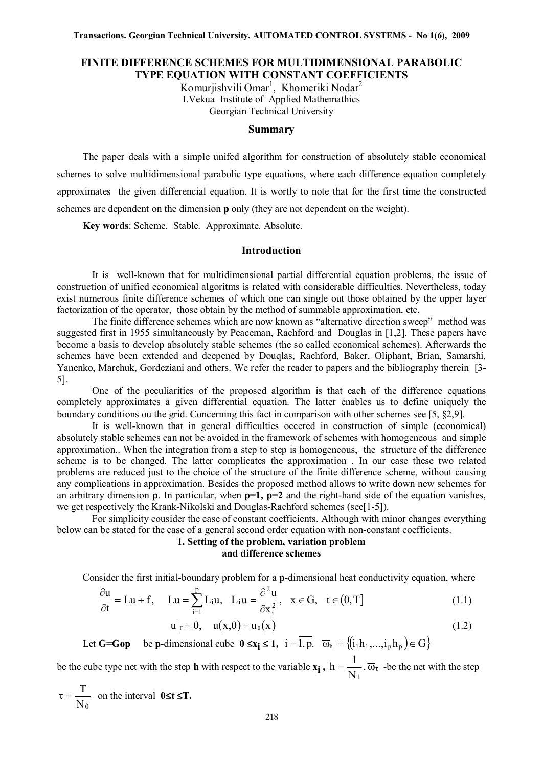# FINITE DIFFERENCE SCHEMES FOR MULTIDIMENSIONAL PARABOLIC TYPE EQUATION WITH CONSTANT COEFFICIENTS

Komurjishvili Omar[1], Khomeriki Nodar[2]
I.Vekua Institute of Applied Mathemathics
Georgian Technical University

## Summary

The paper deals with a simple unifed algorithm for construction of absolutely stable economical schemes to solve multidimensional parabolic type equations, where each difference equation completely approximates the given differencial equation. It is wortly to note that for the first time the constructed schemes are dependent on the dimension **p** only (they are not dependent on the weight).

**Key words**: Scheme. Stable. Approximate. Absolute.

## Introduction

It is well-known that for multidimensional partial differential equation problems, the issue of construction of unified economical algoritms is related with considerable difficulties. Nevertheless, today exist numerous finite difference schemes of which one can single out those obtained by the upper layer factorization of the operator, those obtain by the method of summable approximation, etc.

The finite difference schemes which are now known as "alternative direction sweep" method was suggested first in 1955 simultaneously by Peaceman, Rachford and Douglas in [1,2]. These papers have become a basis to develop absolutely stable schemes (the so called economical schemes). Afterwards the schemes have been extended and deepened by Douqlas, Rachford, Baker, Oliphant, Brian, Samarshi, Yanenko, Marchuk, Gordeziani and others. We refer the reader to papers and the bibliography therein [3-5].

One of the peculiarities of the proposed algorithm is that each of the difference equations completely approximates a given differential equation. The latter enables us to define uniquely the boundary conditions ou the grid. Concerning this fact in comparison with other schemes see [5, §2,9].

It is well-known that in general difficulties occered in construction of simple (economical) absolutely stable schemes can not be avoided in the framework of schemes with homogeneous and simple approximation.. When the integration from a step to step is homogeneous, the structure of the difference scheme is to be changed. The latter complicates the approximation . In our case these two related problems are reduced just to the choice of the structure of the finite difference scheme, without causing any complications in approximation. Besides the proposed method allows to write down new schemes for an arbitrary dimension **p**. In particular, when **p=1, p=2** and the right-hand side of the equation vanishes, we get respectively the Krank-Nikolski and Douglas-Rachford schemes (see[1-5]).

For simplicity cousider the case of constant coefficients. Although with minor changes everything below can be stated for the case of a general second order equation with non-constant coefficients.

### 1. Setting of the problem, variation problem and difference schemes

Consider the first initial-boundary problem for a **p**-dimensional heat conductivity equation, where

$$\frac{\partial u}{\partial t} = Lu + f, \quad Lu = \sum_{i=1}^{p} L_i u, \quad L_i u = \frac{\partial^2 u}{\partial x_i^2}, \quad x \in G, \quad t \in (0, T] \tag{1.1}$$

$$u|_{\Gamma} = 0, \quad u(x,0) = u_0(x) \tag{1.2}$$

Let **G=Gop** be **p**-dimensional cube $\mathbf{0 \le x_i \le 1}$, $i = \overline{1,p}$. $\overline{\omega}_h = \{(i_1 h_1, ..., i_p h_p) \in G\}$

be the cube type net with the step **h** with respect to the variable $\mathbf{x_i}$, $h = \dfrac{1}{N_1}$, $\overline{\omega}_\tau$ -be the net with the step

$\tau = \dfrac{T}{N_0}$ on the interval $\mathbf{0 \le t \le T}$.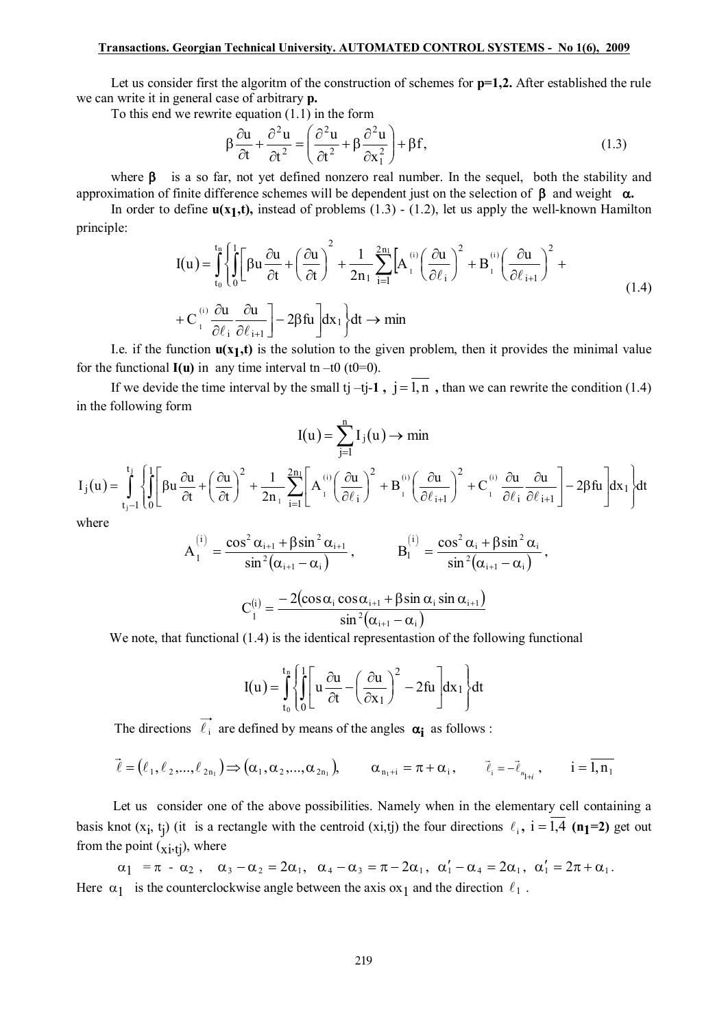Let us consider first the algoritm of the construction of schemes for **p=1,2.** After established the rule we can write it in general case of arbitrary **p.**

To this end we rewrite equation (1.1) in the form

$$\beta\frac{\partial u}{\partial t}+\frac{\partial^2 u}{\partial t^2}=\left(\frac{\partial^2 u}{\partial t^2}+\beta\frac{\partial^2 u}{\partial x_1^2}\right)+\beta f, \tag{1.3}$$

where $\beta$ is a so far, not yet defined nonzero real number. In the sequel, both the stability and approximation of finite difference schemes will be dependent just on the selection of $\beta$ and weight $\alpha$**.**

In order to define $u(x_1,t)$, instead of problems (1.3) - (1.2), let us apply the well-known Hamilton principle:

$$I(u)=\int_{t_0}^{t_n}\left\{\int_0^1\left[\beta u\frac{\partial u}{\partial t}+\left(\frac{\partial u}{\partial t}\right)^2+\frac{1}{2n_1}\sum_{i=1}^{2n_1}\left[A_1^{(i)}\left(\frac{\partial u}{\partial \ell_i}\right)^2+B_1^{(i)}\left(\frac{\partial u}{\partial \ell_{i+1}}\right)^2+\right.\right.\right.$$
$$\left.\left.\left.+C_1^{(i)}\frac{\partial u}{\partial \ell_i}\frac{\partial u}{\partial \ell_{i+1}}\right]-2\beta f u\right]dx_1\right\}dt\rightarrow \min \tag{1.4}$$

I.e. if the function $u(x_1,t)$ is the solution to the given problem, then it provides the minimal value for the functional **I(u)** in any time interval tn –t0 (t0=0).

If we devide the time interval by the small tj –tj-**1** , $j=\overline{1,n}$ , than we can rewrite the condition (1.4) in the following form

$$I(u)=\sum_{j=1}^{n}I_j(u)\rightarrow \min$$

$$I_j(u)=\int_{t_{j-1}}^{t_j}\left\{\int_0^1\left[\beta u\frac{\partial u}{\partial t}+\left(\frac{\partial u}{\partial t}\right)^2+\frac{1}{2n_1}\sum_{i=1}^{2n_1}\left[A_1^{(i)}\left(\frac{\partial u}{\partial \ell_i}\right)^2+B_1^{(i)}\left(\frac{\partial u}{\partial \ell_{i+1}}\right)^2+C_1^{(i)}\frac{\partial u}{\partial \ell_i}\frac{\partial u}{\partial \ell_{i+1}}\right]-2\beta f u\right]dx_1\right\}dt$$

where

$$A_1^{(i)}=\frac{\cos^2\alpha_{i+1}+\beta\sin^2\alpha_{i+1}}{\sin^2(\alpha_{i+1}-\alpha_i)},\qquad B_1^{(i)}=\frac{\cos^2\alpha_i+\beta\sin^2\alpha_i}{\sin^2(\alpha_{i+1}-\alpha_i)},$$

$$C_1^{(i)}=\frac{-2(\cos\alpha_i\cos\alpha_{i+1}+\beta\sin\alpha_i\sin\alpha_{i+1})}{\sin^2(\alpha_{i+1}-\alpha_i)}$$

We note, that functional (1.4) is the identical representastion of the following functional

$$I(u)=\int_{t_0}^{t_n}\left\{\int_0^1\left[u\frac{\partial u}{\partial t}-\left(\frac{\partial u}{\partial x_1}\right)^2-2fu\right]dx_1\right\}dt$$

The directions $\vec{\ell}_i$ are defined by means of the angles $\alpha_i$ as follows :

$$\vec{\ell}=(\ell_1,\ell_2,...,\ell_{2n_1})\Rightarrow(\alpha_1,\alpha_2,...,\alpha_{2n_1}),\qquad \alpha_{n_1+i}=\pi+\alpha_i,\qquad \vec{\ell}_i=-\vec{\ell}_{n_1+i},\qquad i=\overline{1,n_1}$$

Let us consider one of the above possibilities. Namely when in the elementary cell containing a basis knot ($x_i$, $t_j$) (it is a rectangle with the centroid (xi,tj) the four directions $\ell_i$, $i=\overline{1,4}$ **(**$n_1$**=2)** get out from the point ($x_i$,$t_j$), where

$\alpha_1=\pi-\alpha_2$ , $\alpha_3-\alpha_2=2\alpha_1$, $\alpha_4-\alpha_3=\pi-2\alpha_1$, $\alpha_1'-\alpha_4=2\alpha_1$, $\alpha_1'=2\pi+\alpha_1$.

Here $\alpha_1$ is the counterclockwise angle between the axis $ox_1$ and the direction $\ell_1$ .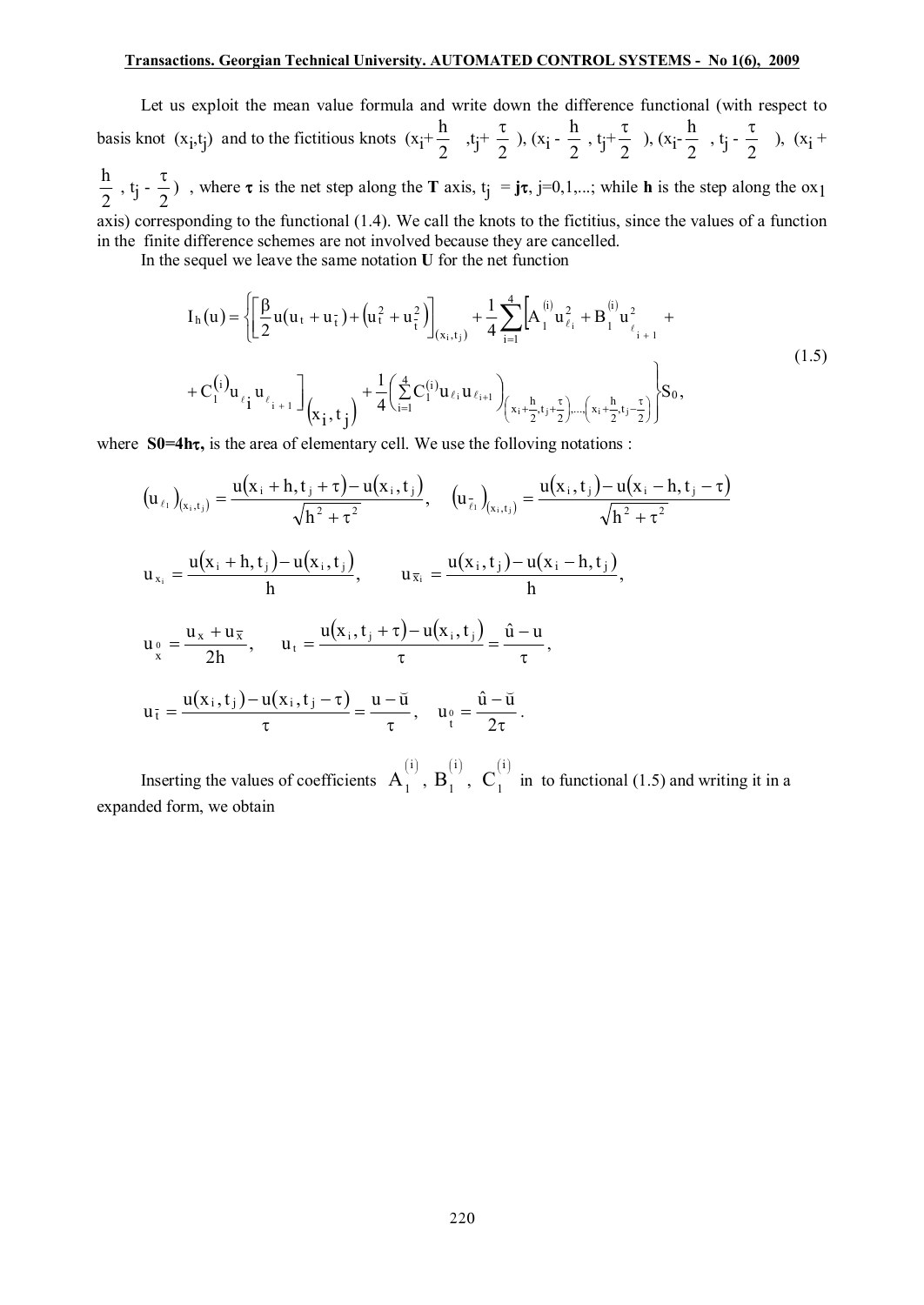Let us exploit the mean value formula and write down the difference functional (with respect to basis knot $(x_i,t_j)$ and to the fictitious knots $(x_i+\frac{h}{2}, t_j+\frac{\tau}{2})$, $(x_i-\frac{h}{2}, t_j+\frac{\tau}{2})$, $(x_i-\frac{h}{2}, t_j-\frac{\tau}{2})$, $(x_i+\frac{h}{2}, t_j-\frac{\tau}{2})$ , where **τ** is the net step along the **T** axis, $t_j = j\tau$, j=0,1,...; while **h** is the step along the $ox_1$ axis) corresponding to the functional (1.4). We call the knots to the fictitius, since the values of a function in the finite difference schemes are not involved because they are cancelled.

In the sequel we leave the same notation **U** for the net function

$$
I_h(u) = \left\{ \left[ \frac{\beta}{2} u(u_t + u_{\bar{t}}) + \left(u_t^2 + u_{\bar{t}}^2\right) \right]_{(x_i,t_j)} + \frac{1}{4} \sum_{i=1}^{4} \left[ \overset{(i)}{A_1} u_{\ell_i}^2 + \overset{(i)}{B_1} u_{\ell_{i+1}}^2 + \right. \right.
$$

$$
\left. \left. + C_1^{(i)} u_{\ell_i} u_{\ell_{i+1}} \right]_{(x_i,t_j)} + \frac{1}{4} \left( \sum_{i=1}^{4} C_1^{(i)} u_{\ell_i} u_{\ell_{i+1}} \right)_{\left(x_i+\frac{h}{2},t_j+\frac{\tau}{2}\right),\dots,\left(x_i+\frac{h}{2},t_j-\frac{\tau}{2}\right)} \right\} S_0, \tag{1.5}
$$

where **S0=4hτ,** is the area of elementary cell. We use the folloving notations :

$$
\left(u_{\ell_1}\right)_{(x_i,t_j)} = \frac{u(x_i+h,t_j+\tau) - u(x_i,t_j)}{\sqrt{h^2+\tau^2}}, \quad \left(u_{\bar{\ell}_1}\right)_{(x_i,t_j)} = \frac{u(x_i,t_j) - u(x_i-h,t_j-\tau)}{\sqrt{h^2+\tau^2}}
$$

$$
u_{x_i} = \frac{u(x_i+h,t_j) - u(x_i,t_j)}{h}, \qquad u_{\bar{x}_i} = \frac{u(x_i,t_j) - u(x_i-h,t_j)}{h},
$$

$$
u_{\overset{0}{x}} = \frac{u_x + u_{\bar{x}}}{2h}, \quad u_t = \frac{u(x_i,t_j+\tau) - u(x_i,t_j)}{\tau} = \frac{\hat{u} - u}{\tau},
$$

$$
u_{\bar{t}} = \frac{u(x_i,t_j) - u(x_i,t_j-\tau)}{\tau} = \frac{u - \breve{u}}{\tau}, \quad u_{\overset{0}{t}} = \frac{\hat{u} - \breve{u}}{2\tau}.
$$

Inserting the values of coefficients $\overset{(i)}{A_1}$, $\overset{(i)}{B_1}$, $\overset{(i)}{C_1}$ in to functional (1.5) and writing it in a expanded form, we obtain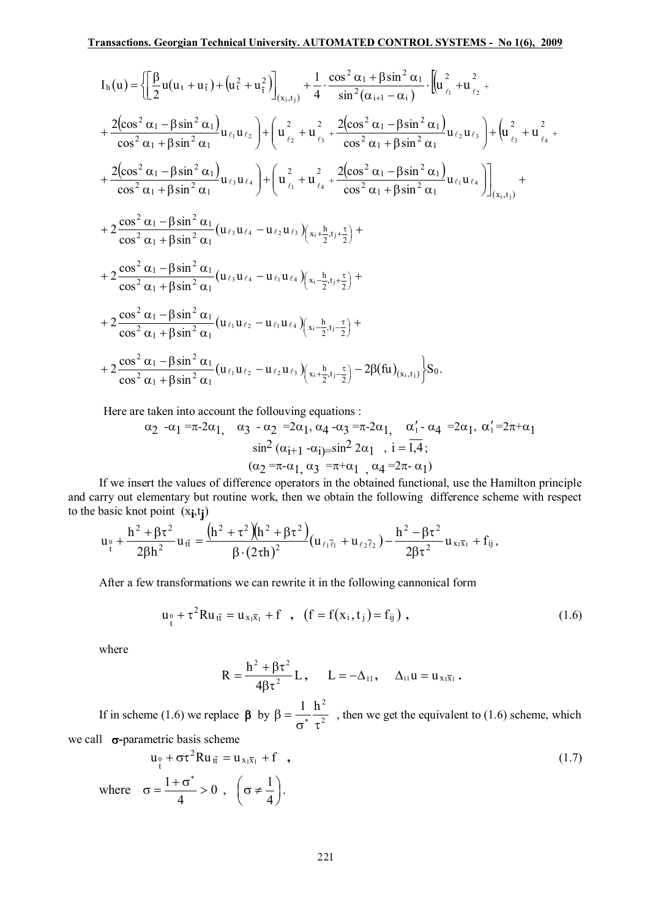$$I_h(u)=\left\{\left[\frac{\beta}{2}u(u_t+u_{\bar t})+\left(u_t^2+u_{\bar t}^2\right)\right]_{(x_i,t_j)}+\frac{1}{4}\cdot\frac{\cos^2\alpha_1+\beta\sin^2\alpha_1}{\sin^2(\alpha_{i+1}-\alpha_i)}\cdot\left[\left(u_{\ell_1}^2+u_{\ell_2}^2+\right.\right.\right.$$

$$\left.+\frac{2\left(\cos^2\alpha_1-\beta\sin^2\alpha_1\right)}{\cos^2\alpha_1+\beta\sin^2\alpha_1}u_{\ell_1}u_{\ell_2}\right)+\left(u_{\ell_2}^2+u_{\ell_3}^2+\frac{2\left(\cos^2\alpha_1-\beta\sin^2\alpha_1\right)}{\cos^2\alpha_1+\beta\sin^2\alpha_1}u_{\ell_2}u_{\ell_3}\right)+\left(u_{\ell_3}^2+u_{\ell_4}^2+\right.$$

$$\left.\left.+\frac{2\left(\cos^2\alpha_1-\beta\sin^2\alpha_1\right)}{\cos^2\alpha_1+\beta\sin^2\alpha_1}u_{\ell_3}u_{\ell_4}\right)+\left(u_{\ell_1}^2+u_{\ell_4}^2+\frac{2\left(\cos^2\alpha_1-\beta\sin^2\alpha_1\right)}{\cos^2\alpha_1+\beta\sin^2\alpha_1}u_{\ell_1}u_{\ell_4}\right)\right]_{(x_i,t_j)}+$$

$$+2\frac{\cos^2\alpha_1-\beta\sin^2\alpha_1}{\cos^2\alpha_1+\beta\sin^2\alpha_1}\left(u_{\ell_3}u_{\ell_4}-u_{\ell_2}u_{\ell_3}\right)_{\left(x_i+\frac{h}{2},t_j+\frac{\tau}{2}\right)}+$$

$$+2\frac{\cos^2\alpha_1-\beta\sin^2\alpha_1}{\cos^2\alpha_1+\beta\sin^2\alpha_1}\left(u_{\ell_3}u_{\ell_4}-u_{\ell_1}u_{\ell_4}\right)_{\left(x_i-\frac{h}{2},t_j+\frac{\tau}{2}\right)}+$$

$$+2\frac{\cos^2\alpha_1-\beta\sin^2\alpha_1}{\cos^2\alpha_1+\beta\sin^2\alpha_1}\left(u_{\ell_1}u_{\ell_2}-u_{\ell_1}u_{\ell_4}\right)_{\left(x_i-\frac{h}{2},t_j-\frac{\tau}{2}\right)}+$$

$$\left.+2\frac{\cos^2\alpha_1-\beta\sin^2\alpha_1}{\cos^2\alpha_1+\beta\sin^2\alpha_1}\left(u_{\ell_1}u_{\ell_2}-u_{\ell_2}u_{\ell_3}\right)_{\left(x_i+\frac{h}{2},t_j-\frac{\tau}{2}\right)}-2\beta(fu)_{(x_i,t_j)}\right\}S_0.$$

Here are taken into account the follouving equations :

$$\alpha_2-\alpha_1=\pi-2\alpha_1,\quad \alpha_3-\alpha_2=2\alpha_1,\ \alpha_4-\alpha_3=\pi-2\alpha_1,\quad \alpha_1'-\alpha_4=2\alpha_1,\ \alpha_1'=2\pi+\alpha_1$$

$$\sin^2(\alpha_{i+1}-\alpha_i)=\sin^2 2\alpha_1\quad,\ i=\overline{1,4};$$

$$(\alpha_2=\pi-\alpha_1,\ \alpha_3=\pi+\alpha_1\ ,\ \alpha_4=2\pi-\alpha_1)$$

If we insert the values of difference operators in the obtained functional, use the Hamilton principle and carry out elementary but routine work, then we obtain the following difference scheme with respect to the basic knot point $(x_i,t_j)$

$$u_{\overset{0}{t}}+\frac{h^2+\beta\tau^2}{2\beta h^2}u_{t\bar t}=\frac{\left(h^2+\tau^2\right)\left(h^2+\beta\tau^2\right)}{\beta\cdot(2\tau h)^2}\left(u_{\ell_1\bar\ell_1}+u_{\ell_2\bar\ell_2}\right)-\frac{h^2-\beta\tau^2}{2\beta\tau^2}u_{x_1\bar x_1}+f_{ij},$$

After a few transformations we can rewrite it in the following cannonical form

$$u_{\overset{0}{t}}+\tau^2Ru_{t\bar t}=u_{x_1\bar x_1}+f\quad,\quad \left(f=f(x_i,t_j)=f_{ij}\right),\tag{1.6}$$

where

$$R=\frac{h^2+\beta\tau^2}{4\beta\tau^2}L,\qquad L=-\Delta_{11},\qquad \Delta_{11}u=u_{x_1\bar x_1}.$$

If in scheme (1.6) we replace $\beta$ by $\beta=\frac{1}{\sigma^*}\frac{h^2}{\tau^2}$ , then we get the equivalent to (1.6) scheme, which we call $\sigma$-parametric basis scheme

$$u_{\overset{0}{t}}+\sigma\tau^2Ru_{t\bar t}=u_{x_1\bar x_1}+f\quad,\tag{1.7}$$

where $\sigma=\frac{1+\sigma^*}{4}>0$ , $\left(\sigma\neq\frac{1}{4}\right)$.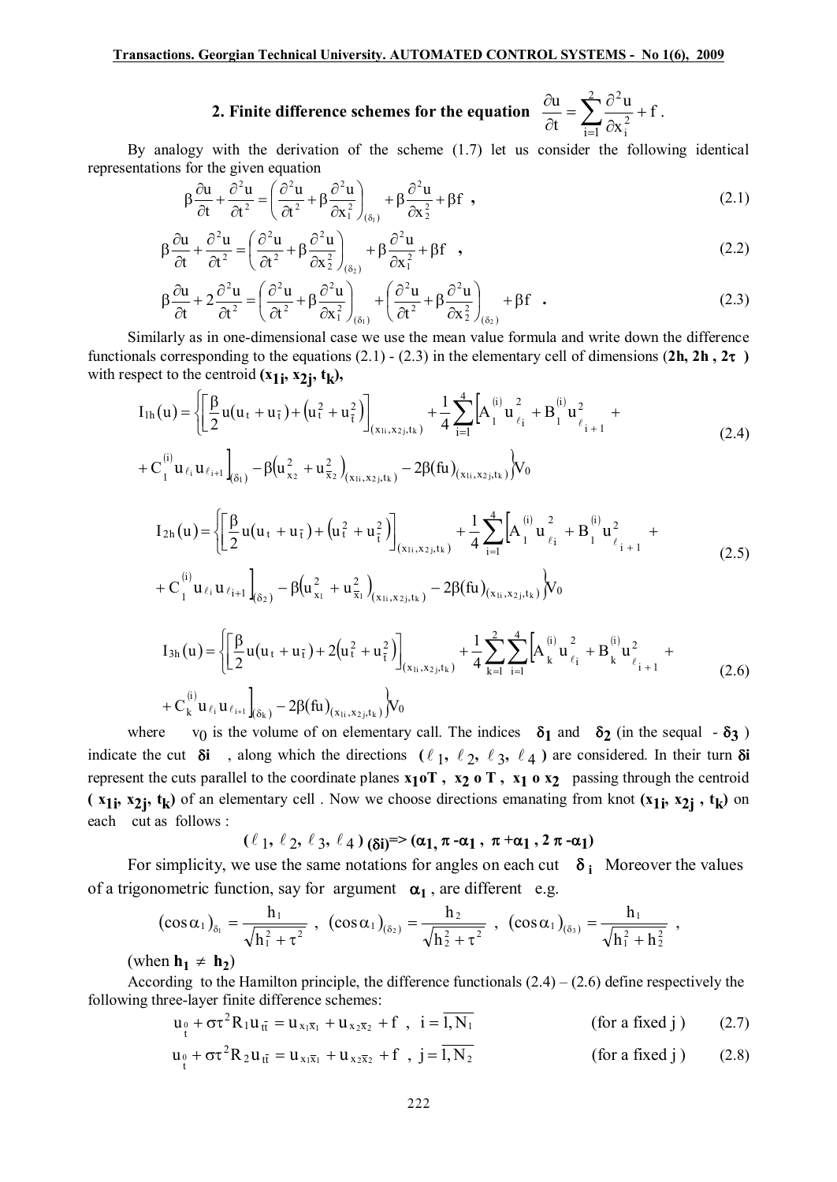## 2. Finite difference schemes for the equation $\frac{\partial u}{\partial t} = \sum_{i=1}^{2} \frac{\partial^2 u}{\partial x_i^2} + f$.

By analogy with the derivation of the scheme (1.7) let us consider the following identical representations for the given equation

$$\beta\frac{\partial u}{\partial t} + \frac{\partial^2 u}{\partial t^2} = \left(\frac{\partial^2 u}{\partial t^2} + \beta\frac{\partial^2 u}{\partial x_1^2}\right)_{(\delta_1)} + \beta\frac{\partial^2 u}{\partial x_2^2} + \beta f \ , \tag{2.1}$$

$$\beta\frac{\partial u}{\partial t} + \frac{\partial^2 u}{\partial t^2} = \left(\frac{\partial^2 u}{\partial t^2} + \beta\frac{\partial^2 u}{\partial x_2^2}\right)_{(\delta_2)} + \beta\frac{\partial^2 u}{\partial x_1^2} + \beta f \ , \tag{2.2}$$

$$\beta\frac{\partial u}{\partial t} + 2\frac{\partial^2 u}{\partial t^2} = \left(\frac{\partial^2 u}{\partial t^2} + \beta\frac{\partial^2 u}{\partial x_1^2}\right)_{(\delta_1)} + \left(\frac{\partial^2 u}{\partial t^2} + \beta\frac{\partial^2 u}{\partial x_2^2}\right)_{(\delta_2)} + \beta f \ . \tag{2.3}$$

Similarly as in one-dimensional case we use the mean value formula and write down the difference functionals corresponding to the equations (2.1) - (2.3) in the elementary cell of dimensions (**$2h$, $2h$ , $2\tau$ )** with respect to the centroid **($x_{1i}$, $x_{2j}$, $t_k$)**,

$$I_{1h}(u) = \left\{\left[\frac{\beta}{2}u(u_t + u_{\bar t}) + (u_t^2 + u_{\bar t}^2)\right]_{(x_{1i},x_{2j},t_k)} + \frac{1}{4}\sum_{i=1}^{4}\left[\overset{(i)}{A_1} u_{\ell_i}^2 + \overset{(i)}{B_1} u_{\ell_{i+1}}^2 + \right.\right.$$
$$\left.\left. + \overset{(i)}{C_1} u_{\ell_i} u_{\ell_{i+1}}\right]_{(\delta_1)} - \beta\left(u_{x_2}^2 + u_{\bar x_2}^2\right)_{(x_{1i},x_{2j},t_k)} - 2\beta(fu)_{(x_{1i},x_{2j},t_k)}\right\} V_0 \tag{2.4}$$

$$I_{2h}(u) = \left\{\left[\frac{\beta}{2}u(u_t + u_{\bar t}) + (u_t^2 + u_{\bar t}^2)\right]_{(x_{1i},x_{2j},t_k)} + \frac{1}{4}\sum_{i=1}^{4}\left[\overset{(i)}{A_1} u_{\ell_i}^2 + \overset{(i)}{B_1} u_{\ell_{i+1}}^2 + \right.\right.$$
$$\left.\left. + \overset{(i)}{C_1} u_{\ell_i} u_{\ell_{i+1}}\right]_{(\delta_2)} - \beta\left(u_{x_1}^2 + u_{\bar x_1}^2\right)_{(x_{1i},x_{2j},t_k)} - 2\beta(fu)_{(x_{1i},x_{2j},t_k)}\right\} V_0 \tag{2.5}$$

$$I_{3h}(u) = \left\{\left[\frac{\beta}{2}u(u_t + u_{\bar t}) + 2(u_t^2 + u_{\bar t}^2)\right]_{(x_{1i},x_{2j},t_k)} + \frac{1}{4}\sum_{k=1}^{2}\sum_{i=1}^{4}\left[\overset{(i)}{A_k} u_{\ell_i}^2 + \overset{(i)}{B_k} u_{\ell_{i+1}}^2 + \right.\right.$$
$$\left.\left. + \overset{(i)}{C_k} u_{\ell_i} u_{\ell_{i+1}}\right]_{(\delta_k)} - 2\beta(fu)_{(x_{1i},x_{2j},t_k)}\right\} V_0 \tag{2.6}$$

where $v_0$ is the volume of on elementary call. The indices **$\delta_1$** and **$\delta_2$** (in the sequal - **$\delta_3$** ) indicate the cut **$\delta i$** , along which the directions **($\ell_1$, $\ell_2$, $\ell_3$, $\ell_4$ )** are considered. In their turn **$\delta i$** represent the cuts parallel to the coordinate planes **$x_1 o T$ , $x_2$ o $T$ , $x_1$ o $x_2$** passing through the centroid **( $x_{1i}$, $x_{2j}$, $t_k$)** of an elementary cell . Now we choose directions emanating from knot **($x_{1i}$, $x_{2j}$ , $t_k$)** on each cut as follows :

$$(\ell_1, \ell_2, \ell_3, \ell_4)_{(\delta i)} \Rightarrow (\alpha_1, \pi - \alpha_1, \pi + \alpha_1, 2\pi - \alpha_1)$$

For simplicity, we use the same notations for angles on each cut **$\delta_i$** Moreover the values of a trigonometric function, say for argument **$\alpha_1$** , are different e.g.

$$(\cos\alpha_1)_{\delta_1} = \frac{h_1}{\sqrt{h_1^2 + \tau^2}} \ , \ (\cos\alpha_1)_{(\delta_2)} = \frac{h_2}{\sqrt{h_2^2 + \tau^2}} \ , \ (\cos\alpha_1)_{(\delta_3)} = \frac{h_1}{\sqrt{h_1^2 + h_2^2}} \ ,$$

(when **$h_1 \neq h_2$**)

According to the Hamilton principle, the difference functionals (2.4) – (2.6) define respectively the following three-layer finite difference schemes:

$$u_{\overset{0}{t}} + \sigma\tau^2 R_1 u_{t\bar t} = u_{x_1\bar x_1} + u_{x_2\bar x_2} + f \ , \ i = \overline{1, N_1} \qquad \text{(for a fixed j )} \tag{2.7}$$

$$u_{\overset{0}{t}} + \sigma\tau^2 R_2 u_{t\bar t} = u_{x_1\bar x_1} + u_{x_2\bar x_2} + f \ , \ j = \overline{1, N_2} \qquad \text{(for a fixed j )} \tag{2.8}$$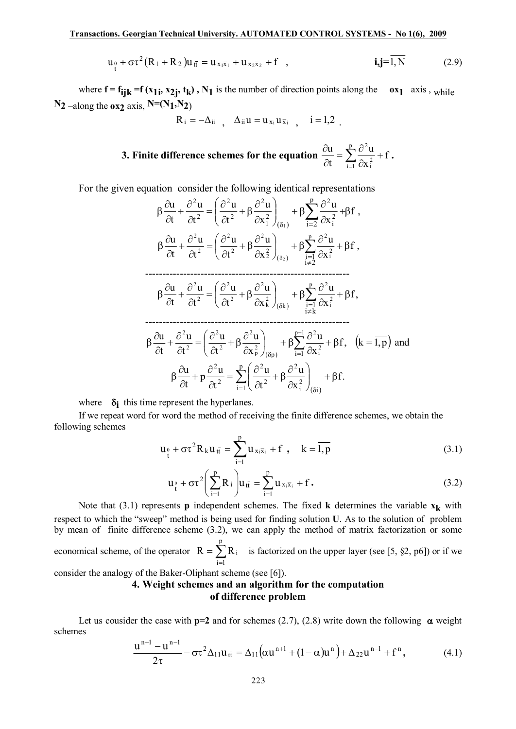$$u_{\overset{0}{t}} + \sigma\tau^2 (R_1 + R_2) u_{t\bar{t}} = u_{x_1\bar{x}_1} + u_{x_2\bar{x}_2} + f \quad , \qquad\qquad \mathbf{i,j}=\overline{1,N} \tag{2.9}$$

where $\mathbf{f = f_{ijk} = f(x_{1i}, x_{2j}, t_k)}$ , $\mathbf{N_1}$ is the number of direction points along the $\mathbf{ox_1}$ axis , while $\mathbf{N_2}$ –along the $\mathbf{ox_2}$ axis, $\mathbf{N=(N_1,N_2)}$

$$R_i = -\Delta_{ii} \ , \quad \Delta_{ii} u = u_{x_i} u_{\bar{x}_i} \ , \quad i = 1,2 \ .$$

### 3. Finite difference schemes for the equation $\frac{\partial u}{\partial t} = \sum_{i=1}^{p} \frac{\partial^2 u}{\partial x_i^2} + f$ .

For the given equation consider the following identical representations

$$\beta\frac{\partial u}{\partial t} + \frac{\partial^2 u}{\partial t^2} = \left( \frac{\partial^2 u}{\partial t^2} + \beta\frac{\partial^2 u}{\partial x_1^2} \right)_{(\delta_1)} + \beta\sum_{i=2}^{p} \frac{\partial^2 u}{\partial x_i^2} + \beta f \ ,$$

$$\beta\frac{\partial u}{\partial t} + \frac{\partial^2 u}{\partial t^2} = \left( \frac{\partial^2 u}{\partial t^2} + \beta\frac{\partial^2 u}{\partial x_2^2} \right)_{(\delta_2)} + \beta\sum_{\substack{i=1 \\ i\neq 2}}^{p} \frac{\partial^2 u}{\partial x_i^2} + \beta f \ ,$$

-----------------------------------------------------------

$$\beta\frac{\partial u}{\partial t} + \frac{\partial^2 u}{\partial t^2} = \left( \frac{\partial^2 u}{\partial t^2} + \beta\frac{\partial^2 u}{\partial x_k^2} \right)_{(\delta k)} + \beta\sum_{\substack{i=1 \\ i\neq k}}^{p} \frac{\partial^2 u}{\partial x_i^2} + \beta f ,$$

-----------------------------------------------------------

$$\beta\frac{\partial u}{\partial t} + \frac{\partial^2 u}{\partial t^2} = \left( \frac{\partial^2 u}{\partial t^2} + \beta\frac{\partial^2 u}{\partial x_p^2} \right)_{(\delta p)} + \beta\sum_{i=1}^{p-1} \frac{\partial^2 u}{\partial x_i^2} + \beta f, \quad \left(k = \overline{1,p}\right) \text{ and}$$

$$\beta\frac{\partial u}{\partial t} + p\frac{\partial^2 u}{\partial t^2} = \sum_{i=1}^{p} \left( \frac{\partial^2 u}{\partial t^2} + \beta\frac{\partial^2 u}{\partial x_i^2} \right)_{(\delta i)} + \beta f.$$

where $\boldsymbol{\delta_i}$ this time represent the hyperlanes.

If we repeat word for word the method of receiving the finite difference schemes, we obtain the following schemes

$$u_{\overset{0}{t}} + \sigma\tau^2 R_k u_{t\bar{t}} = \sum_{i=1}^{p} u_{x_i\bar{x}_i} + f \ , \quad k = \overline{1,p} \tag{3.1}$$

$$u_{\overset{0}{t}} + \sigma\tau^2 \left( \sum_{i=1}^{p} R_i \right) u_{t\bar{t}} = \sum_{i=1}^{p} u_{x_i\bar{x}_i} + f \ . \tag{3.2}$$

Note that (3.1) represents **p** independent schemes. The fixed **k** determines the variable $\mathbf{x_k}$ with respect to which the "sweep" method is being used for finding solution **U**. As to the solution of problem by mean of finite difference scheme (3.2), we can apply the method of matrix factorization or some economical scheme, of the operator $R = \sum_{i=1}^{p} R_i$ is factorized on the upper layer (see [5, §2, p6]) or if we consider the analogy of the Baker-Oliphant scheme (see [6]).

### 4. Weight schemes and an algorithm for the computation of difference problem

Let us cousider the case with **p=2** and for schemes (2.7), (2.8) write down the following $\boldsymbol{\alpha}$ weight schemes

$$\frac{u^{n+1} - u^{n-1}}{2\tau} - \sigma\tau^2 \Delta_{11} u_{t\bar{t}} = \Delta_{11}\left( \alpha u^{n+1} + (1-\alpha) u^n \right) + \Delta_{22} u^{n-1} + f^n , \tag{4.1}$$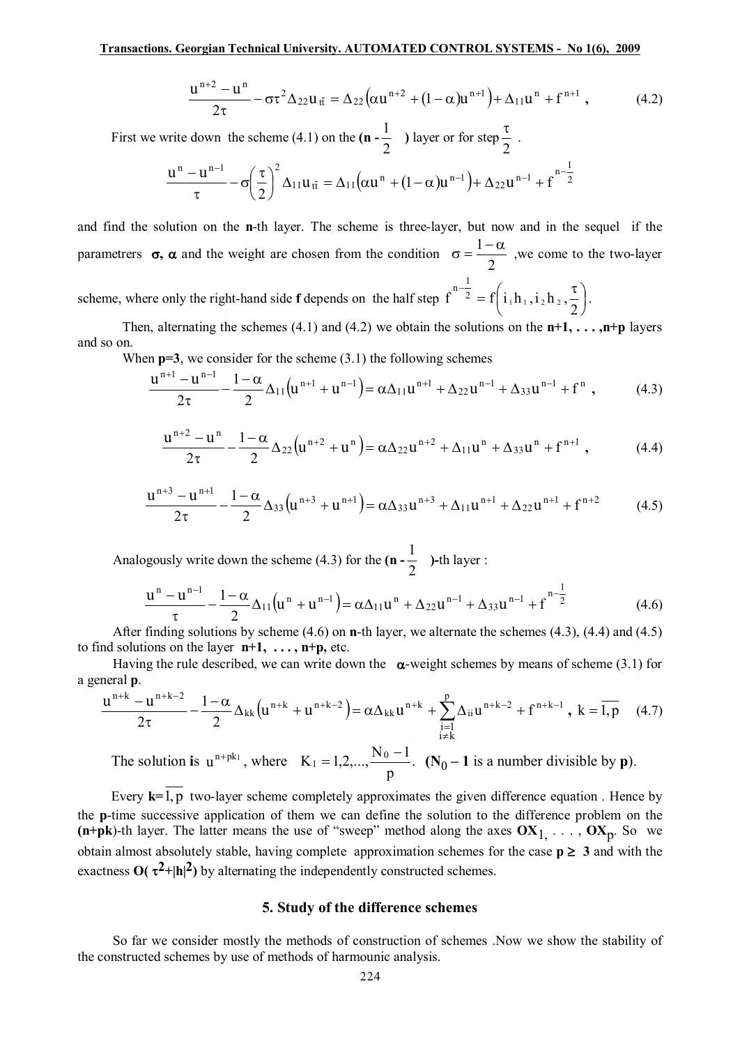$$\frac{u^{n+2}-u^{n}}{2\tau}-\sigma\tau^{2}\Delta_{22}u_{t\bar{t}}=\Delta_{22}\left(\alpha u^{n+2}+(1-\alpha)u^{n+1}\right)+\Delta_{11}u^{n}+f^{n+1}\,, \tag{4.2}$$

First we write down the scheme (4.1) on the **(n - $\frac{1}{2}$ )** layer or for step $\frac{\tau}{2}$ .

$$\frac{u^{n}-u^{n-1}}{\tau}-\sigma\left(\frac{\tau}{2}\right)^{2}\Delta_{11}u_{t\bar{t}}=\Delta_{11}\left(\alpha u^{n}+(1-\alpha)u^{n-1}\right)+\Delta_{22}u^{n-1}+f^{n-\frac{1}{2}}$$

and find the solution on the **n**-th layer. The scheme is three-layer, but now and in the sequel if the parametrers **σ, α** and the weight are chosen from the condition $\sigma=\frac{1-\alpha}{2}$ ,we come to the two-layer scheme, where only the right-hand side **f** depends on the half step $f^{n-\frac{1}{2}}=f\left(i_1h_1,i_2h_2,\frac{\tau}{2}\right)$.

Then, alternating the schemes (4.1) and (4.2) we obtain the solutions on the **n+1, . . . ,n+p** layers and so on.

When **p=3**, we consider for the scheme (3.1) the following schemes

$$\frac{u^{n+1}-u^{n-1}}{2\tau}-\frac{1-\alpha}{2}\Delta_{11}\left(u^{n+1}+u^{n-1}\right)=\alpha\Delta_{11}u^{n+1}+\Delta_{22}u^{n-1}+\Delta_{33}u^{n-1}+f^{n}\,, \tag{4.3}$$

$$\frac{u^{n+2}-u^{n}}{2\tau}-\frac{1-\alpha}{2}\Delta_{22}\left(u^{n+2}+u^{n}\right)=\alpha\Delta_{22}u^{n+2}+\Delta_{11}u^{n}+\Delta_{33}u^{n}+f^{n+1}\,, \tag{4.4}$$

$$\frac{u^{n+3}-u^{n+1}}{2\tau}-\frac{1-\alpha}{2}\Delta_{33}\left(u^{n+3}+u^{n+1}\right)=\alpha\Delta_{33}u^{n+3}+\Delta_{11}u^{n+1}+\Delta_{22}u^{n+1}+f^{n+2} \tag{4.5}$$

Analogously write down the scheme (4.3) for the **(n - $\frac{1}{2}$ )**-th layer :

$$\frac{u^{n}-u^{n-1}}{\tau}-\frac{1-\alpha}{2}\Delta_{11}\left(u^{n}+u^{n-1}\right)=\alpha\Delta_{11}u^{n}+\Delta_{22}u^{n-1}+\Delta_{33}u^{n-1}+f^{n-\frac{1}{2}} \tag{4.6}$$

After finding solutions by scheme (4.6) on **n**-th layer, we alternate the schemes (4.3), (4.4) and (4.5) to find solutions on the layer **n+1, . . . , n+p,** etc.

Having the rule described, we can write down the **α**-weight schemes by means of scheme (3.1) for a general **p**.

$$\frac{u^{n+k}-u^{n+k-2}}{2\tau}-\frac{1-\alpha}{2}\Delta_{kk}\left(u^{n+k}+u^{n+k-2}\right)=\alpha\Delta_{kk}u^{n+k}+\sum_{\substack{i=1\\ i\neq k}}^{p}\Delta_{ii}u^{n+k-2}+f^{n+k-1}\,,\ k=\overline{1,p} \tag{4.7}$$

The solution **i**s $u^{n+pk_1}$, where $K_1=1,2,...,\frac{N_0-1}{p}$. **($N_0 - 1$** is a number divisible by **p**).

Every **k**=$\overline{1,p}$ two-layer scheme completely approximates the given difference equation . Hence by the **p**-time successive application of them we can define the solution to the difference problem on the **(n+pk)**-th layer. The latter means the use of "sweep" method along the axes **$OX_1$**, . . . , **$OX_p$**. So we obtain almost absolutely stable, having complete approximation schemes for the case **p ≥ 3** and with the exactness **O( $\tau^2$+|h|$^2$)** by alternating the independently constructed schemes.

## 5. Study of the difference schemes

So far we consider mostly the methods of construction of schemes .Now we show the stability of the constructed schemes by use of methods of harmounic analysis.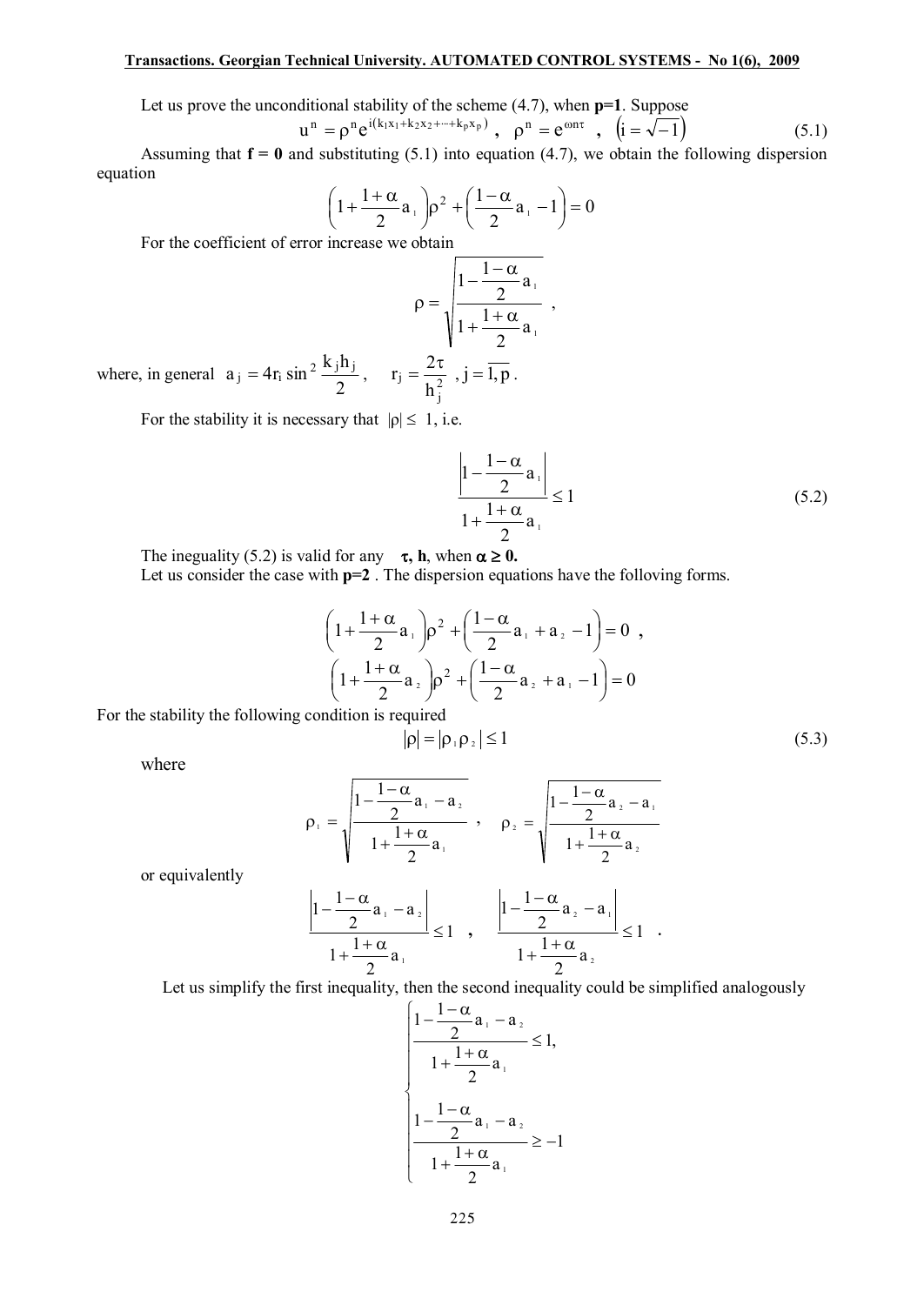Let us prove the unconditional stability of the scheme (4.7), when **p=1**. Suppose

$$u^n = \rho^n e^{i(k_1 x_1 + k_2 x_2 + \cdots + k_p x_p)} \;, \quad \rho^n = e^{\omega n \tau} \;, \quad \left(i = \sqrt{-1}\right) \tag{5.1}$$

Assuming that **f = 0** and substituting (5.1) into equation (4.7), we obtain the following dispersion equation

$$\left(1 + \frac{1+\alpha}{2} a_1\right)\rho^2 + \left(\frac{1-\alpha}{2} a_1 - 1\right) = 0$$

For the coefficient of error increase we obtain

$$\rho = \sqrt{\frac{1 - \frac{1-\alpha}{2} a_1}{1 + \frac{1+\alpha}{2} a_1}} \;,$$

where, in general $a_j = 4 r_i \sin^2 \frac{k_j h_j}{2}$, $\quad r_j = \frac{2\tau}{h_j^2}$ , $j = \overline{1,p}$ .

For the stability it is necessary that $|\rho| \le 1$, i.e.

$$\frac{\left|1 - \frac{1-\alpha}{2} a_1\right|}{1 + \frac{1+\alpha}{2} a_1} \le 1 \tag{5.2}$$

The ineguality (5.2) is valid for any $\tau$, **h**, when $\alpha \ge 0$.

Let us consider the case with **p=2** . The dispersion equations have the folloving forms.

$$\left(1 + \frac{1+\alpha}{2} a_1\right)\rho^2 + \left(\frac{1-\alpha}{2} a_1 + a_2 - 1\right) = 0 \;,$$

$$\left(1 + \frac{1+\alpha}{2} a_2\right)\rho^2 + \left(\frac{1-\alpha}{2} a_2 + a_1 - 1\right) = 0$$

For the stability the following condition is required

$$|\rho| = |\rho_1 \rho_2| \le 1 \tag{5.3}$$

where

$$\rho_1 = \sqrt{\frac{1 - \frac{1-\alpha}{2} a_1 - a_2}{1 + \frac{1+\alpha}{2} a_1}} \;, \quad \rho_2 = \sqrt{\frac{1 - \frac{1-\alpha}{2} a_2 - a_1}{1 + \frac{1+\alpha}{2} a_2}}$$

or equivalently

$$\frac{\left|1 - \frac{1-\alpha}{2} a_1 - a_2\right|}{1 + \frac{1+\alpha}{2} a_1} \le 1 \;, \quad \frac{\left|1 - \frac{1-\alpha}{2} a_2 - a_1\right|}{1 + \frac{1+\alpha}{2} a_2} \le 1 \;.$$

Let us simplify the first inequality, then the second inequality could be simplified analogously

$$\begin{cases} \dfrac{1 - \frac{1-\alpha}{2} a_1 - a_2}{1 + \frac{1+\alpha}{2} a_1} \le 1, \\[2ex] \dfrac{1 - \frac{1-\alpha}{2} a_1 - a_2}{1 + \frac{1+\alpha}{2} a_1} \ge -1 \end{cases}$$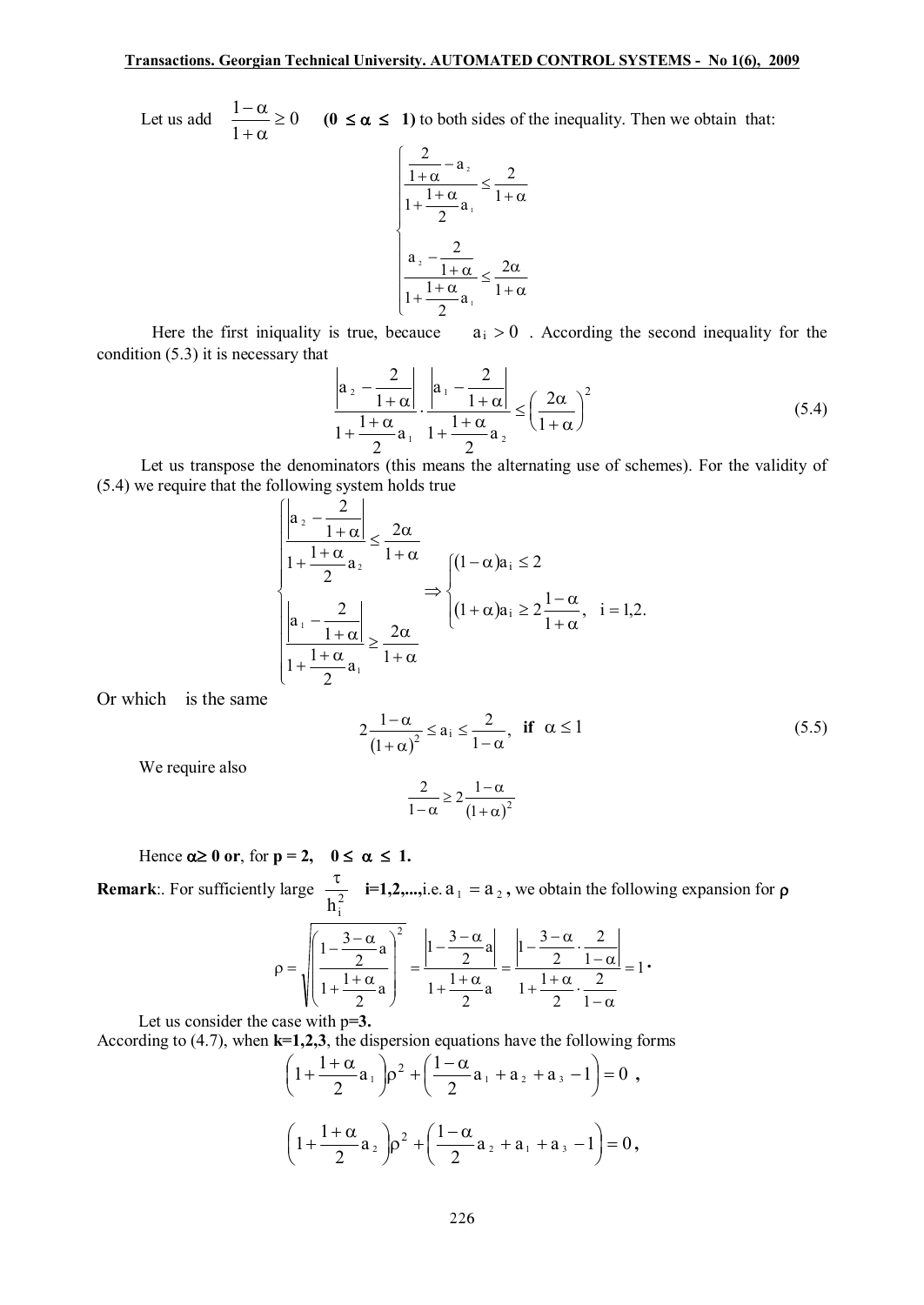Let us add $\frac{1-\alpha}{1+\alpha} \geq 0$ **$(0 \leq \alpha \leq 1)$** to both sides of the inequality. Then we obtain that:

$$\begin{cases} \dfrac{\frac{2}{1+\alpha} - a_2}{1 + \frac{1+\alpha}{2} a_1} \leq \dfrac{2}{1+\alpha} \\[2ex] \dfrac{a_2 - \frac{2}{1+\alpha}}{1 + \frac{1+\alpha}{2} a_1} \leq \dfrac{2\alpha}{1+\alpha} \end{cases}$$

Here the first iniquality is true, becauce $a_i > 0$. According the second inequality for the condition (5.3) it is necessary that

$$\frac{\left| a_2 - \frac{2}{1+\alpha} \right|}{1 + \frac{1+\alpha}{2} a_1} \cdot \frac{\left| a_1 - \frac{2}{1+\alpha} \right|}{1 + \frac{1+\alpha}{2} a_2} \leq \left( \frac{2\alpha}{1+\alpha} \right)^2 \tag{5.4}$$

Let us transpose the denominators (this means the alternating use of schemes). For the validity of (5.4) we require that the following system holds true

$$\begin{cases} \dfrac{\left| a_2 - \frac{2}{1+\alpha} \right|}{1 + \frac{1+\alpha}{2} a_2} \leq \dfrac{2\alpha}{1+\alpha} \\[2ex] \dfrac{\left| a_1 - \frac{2}{1+\alpha} \right|}{1 + \frac{1+\alpha}{2} a_1} \geq \dfrac{2\alpha}{1+\alpha} \end{cases} \Rightarrow \begin{cases} (1-\alpha) a_i \leq 2 \\[1ex] (1+\alpha) a_i \geq 2 \dfrac{1-\alpha}{1+\alpha}, \quad i = 1,2. \end{cases}$$

Or which is the same

$$2 \frac{1-\alpha}{(1+\alpha)^2} \leq a_i \leq \frac{2}{1-\alpha}, \quad \textbf{if } \alpha \leq 1 \tag{5.5}$$

We require also

$$\frac{2}{1-\alpha} \geq 2 \frac{1-\alpha}{(1+\alpha)^2}$$

Hence **$\alpha \geq 0$ or**, for **$p = 2$, $0 \leq \alpha \leq 1$.**

**Remark**:. For sufficiently large $\frac{\tau}{h_i^2}$ **$i=1,2,...$**,i.e. $a_1 = a_2$, we obtain the following expansion for $\rho$

$$\rho = \sqrt{\left( \frac{1 - \frac{3-\alpha}{2} a}{1 + \frac{1+\alpha}{2} a} \right)^2} = \frac{\left| 1 - \frac{3-\alpha}{2} a \right|}{1 + \frac{1+\alpha}{2} a} = \frac{\left| 1 - \frac{3-\alpha}{2} \cdot \frac{2}{1-\alpha} \right|}{1 + \frac{1+\alpha}{2} \cdot \frac{2}{1-\alpha}} = 1 .$$

Let us consider the case with **$p=3$.**

According to (4.7), when **$k=1,2,3$**, the dispersion equations have the following forms

$$\left( 1 + \frac{1+\alpha}{2} a_1 \right) \rho^2 + \left( \frac{1-\alpha}{2} a_1 + a_2 + a_3 - 1 \right) = 0 \ ,$$

$$\left( 1 + \frac{1+\alpha}{2} a_2 \right) \rho^2 + \left( \frac{1-\alpha}{2} a_2 + a_1 + a_3 - 1 \right) = 0 ,$$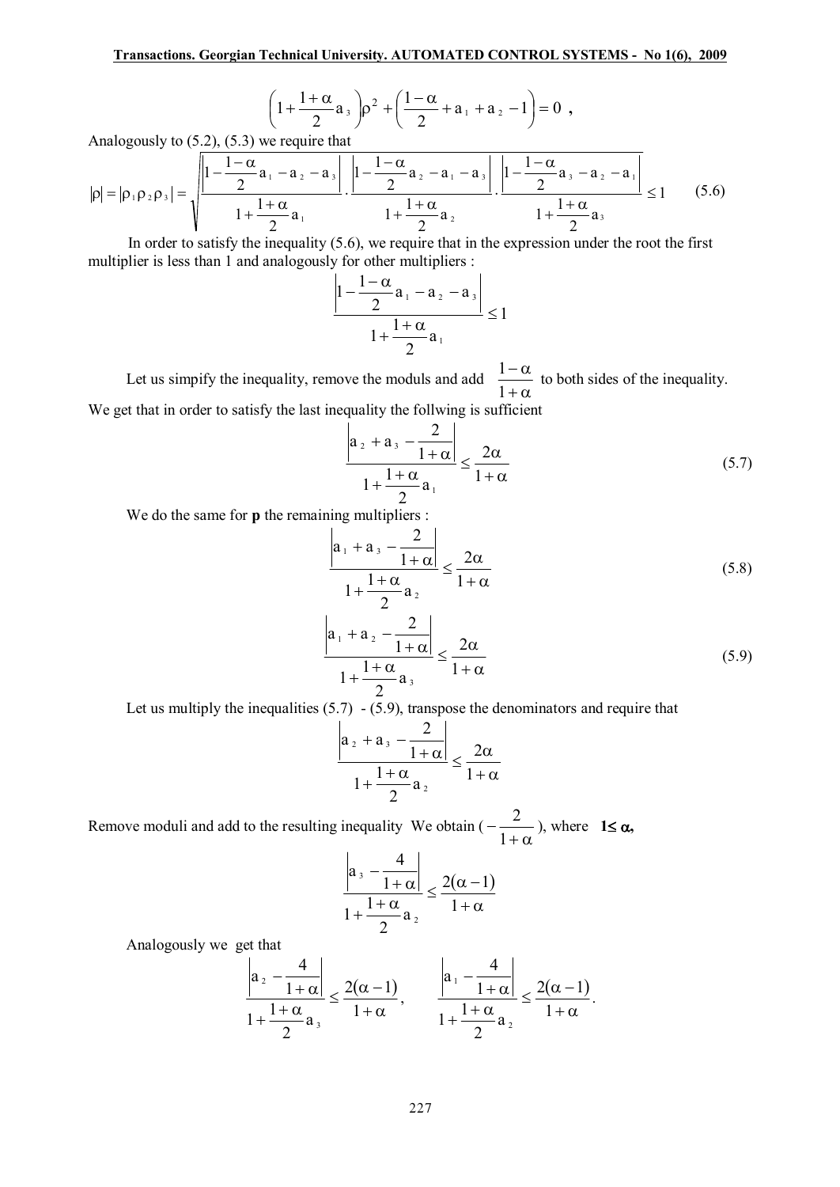$$\left(1+\frac{1+\alpha}{2}a_3\right)\rho^2+\left(\frac{1-\alpha}{2}+a_1+a_2-1\right)=0 \text{ ,}$$

Analogously to (5.2), (5.3) we require that

$$|\rho|=|\rho_1\rho_2\rho_3|=\sqrt{\frac{\left|1-\frac{1-\alpha}{2}a_1-a_2-a_3\right|}{1+\frac{1+\alpha}{2}a_1}\cdot\frac{\left|1-\frac{1-\alpha}{2}a_2-a_1-a_3\right|}{1+\frac{1+\alpha}{2}a_2}\cdot\frac{\left|1-\frac{1-\alpha}{2}a_3-a_2-a_1\right|}{1+\frac{1+\alpha}{2}a_3}}\le 1 \tag{5.6}$$

In order to satisfy the inequality (5.6), we require that in the expression under the root the first multiplier is less than 1 and analogously for other multipliers :

$$\frac{\left|1-\frac{1-\alpha}{2}a_1-a_2-a_3\right|}{1+\frac{1+\alpha}{2}a_1}\le 1$$

Let us simpify the inequality, remove the moduls and add $\frac{1-\alpha}{1+\alpha}$ to both sides of the inequality. We get that in order to satisfy the last inequality the follwing is sufficient

$$\frac{\left|a_2+a_3-\frac{2}{1+\alpha}\right|}{1+\frac{1+\alpha}{2}a_1}\le\frac{2\alpha}{1+\alpha} \tag{5.7}$$

We do the same for **p** the remaining multipliers :

$$\frac{\left|a_1+a_3-\frac{2}{1+\alpha}\right|}{1+\frac{1+\alpha}{2}a_2}\le\frac{2\alpha}{1+\alpha} \tag{5.8}$$

$$\frac{\left|a_1+a_2-\frac{2}{1+\alpha}\right|}{1+\frac{1+\alpha}{2}a_3}\le\frac{2\alpha}{1+\alpha} \tag{5.9}$$

Let us multiply the inequalities (5.7) - (5.9), transpose the denominators and require that

$$\frac{\left|a_2+a_3-\frac{2}{1+\alpha}\right|}{1+\frac{1+\alpha}{2}a_2}\le\frac{2\alpha}{1+\alpha}$$

Remove moduli and add to the resulting inequality We obtain ($-\frac{2}{1+\alpha}$), where $1\le\alpha$,

$$\frac{\left|a_3-\frac{4}{1+\alpha}\right|}{1+\frac{1+\alpha}{2}a_2}\le\frac{2(\alpha-1)}{1+\alpha}$$

Analogously we get that

$$\frac{\left|a_2-\frac{4}{1+\alpha}\right|}{1+\frac{1+\alpha}{2}a_3}\le\frac{2(\alpha-1)}{1+\alpha}, \qquad \frac{\left|a_1-\frac{4}{1+\alpha}\right|}{1+\frac{1+\alpha}{2}a_2}\le\frac{2(\alpha-1)}{1+\alpha}.$$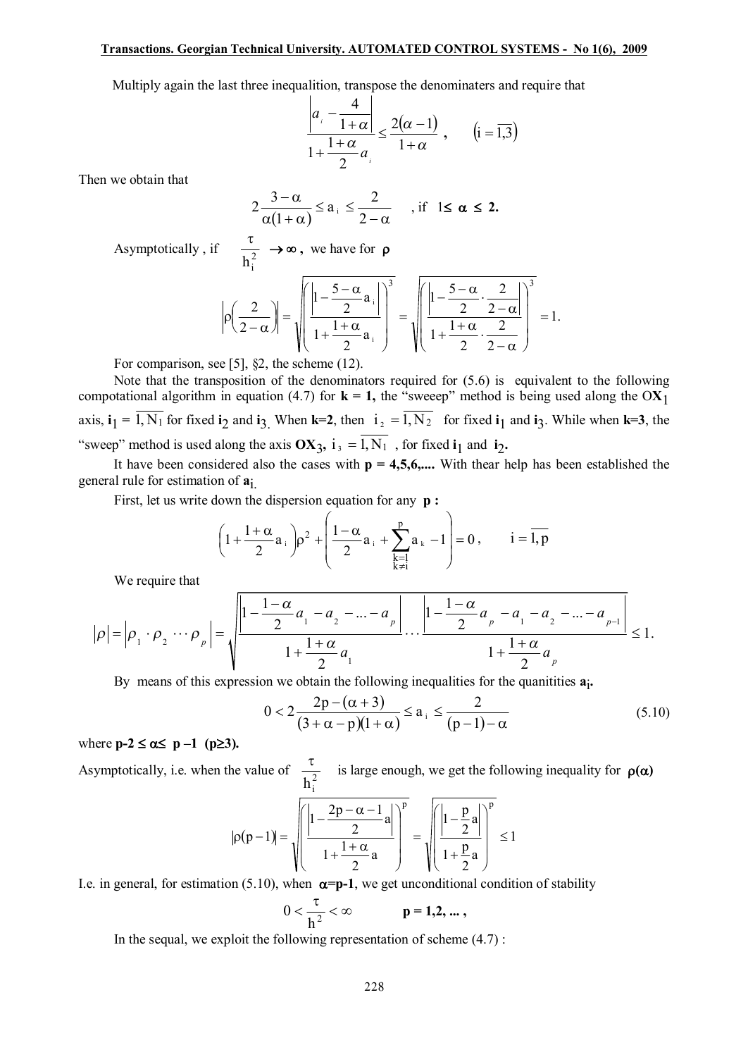Multiply again the last three inequalition, transpose the denominaters and require that

$$\frac{\left|a_i - \frac{4}{1+\alpha}\right|}{1+\frac{1+\alpha}{2}a_i} \le \frac{2(\alpha-1)}{1+\alpha}, \qquad \left(i=\overline{1,3}\right)$$

Then we obtain that

$$2\frac{3-\alpha}{\alpha(1+\alpha)} \le a_i \le \frac{2}{2-\alpha} \qquad \text{, if } \mathbf{1 \le \alpha \le 2.}$$

Asymptotically , if $\frac{\tau}{h_i^2} \to \infty$, we have for $\rho$

$$\left|\rho\left(\frac{2}{2-\alpha}\right)\right| = \sqrt{\left(\frac{\left|1-\frac{5-\alpha}{2}a_i\right|}{1+\frac{1+\alpha}{2}a_i}\right)^3} = \sqrt{\left(\frac{\left|1-\frac{5-\alpha}{2}\cdot\frac{2}{2-\alpha}\right|}{1+\frac{1+\alpha}{2}\cdot\frac{2}{2-\alpha}}\right)^3} = 1.$$

For comparison, see [5], §2, the scheme (12).

Note that the transposition of the denominators required for (5.6) is equivalent to the following compotational algorithm in equation (4.7) for **k = 1,** the "sweeep" method is being used along the $\mathbf{OX_1}$ axis, $\mathbf{i_1} = \overline{1, N_1}$ for fixed $\mathbf{i_2}$ and $\mathbf{i_3}$. When **k=2**, then $i_2 = \overline{1, N_2}$ for fixed $\mathbf{i_1}$ and $\mathbf{i_3}$. While when **k=3**, the "sweep" method is used along the axis $\mathbf{OX_3}$, $i_3 = \overline{1, N_1}$ , for fixed $\mathbf{i_1}$ and $\mathbf{i_2}$.

It have been considered also the cases with **p = 4,5,6,....** With thear help has been established the general rule for estimation of $\mathbf{a_i}$.

First, let us write down the dispersion equation for any **p :**

$$\left(1+\frac{1+\alpha}{2}a_i\right)\rho^2 + \left(\frac{1-\alpha}{2}a_i + \sum_{\substack{k=1\\k\ne i}}^{p} a_k - 1\right) = 0, \qquad i=\overline{1,p}$$

We require that

$$|\rho| = |\rho_1 \cdot \rho_2 \cdots \rho_p| = \sqrt{\frac{\left|1-\frac{1-\alpha}{2}a_1 - a_2 - \dots - a_p\right|}{1+\frac{1+\alpha}{2}a_1} \cdots \frac{\left|1-\frac{1-\alpha}{2}a_p - a_1 - a_2 - \dots - a_{p-1}\right|}{1+\frac{1+\alpha}{2}a_p}} \le 1.$$

By means of this expression we obtain the following inequalities for the quanitities $\mathbf{a_i}$.

$$0 < 2\frac{2p-(\alpha+3)}{(3+\alpha-p)(1+\alpha)} \le a_i \le \frac{2}{(p-1)-\alpha} \tag{5.10}$$

where **p-2 ≤ α≤ p –1 (p≥3).**

Asymptotically, i.e. when the value of $\frac{\tau}{h_i^2}$ is large enough, we get the following inequality for $\rho(\alpha)$

$$|\rho(p-1)| = \sqrt{\left(\frac{\left|1-\frac{2p-\alpha-1}{2}a\right|}{1+\frac{1+\alpha}{2}a}\right)^p} = \sqrt{\left(\frac{\left|1-\frac{p}{2}a\right|}{1+\frac{p}{2}a}\right)^p} \le 1$$

I.e. in general, for estimation (5.10), when $\alpha = p-1$, we get unconditional condition of stability

$$0 < \frac{\tau}{h^2} < \infty \qquad \mathbf{p = 1,2,\dots,}$$

In the sequal, we exploit the following representation of scheme (4.7) :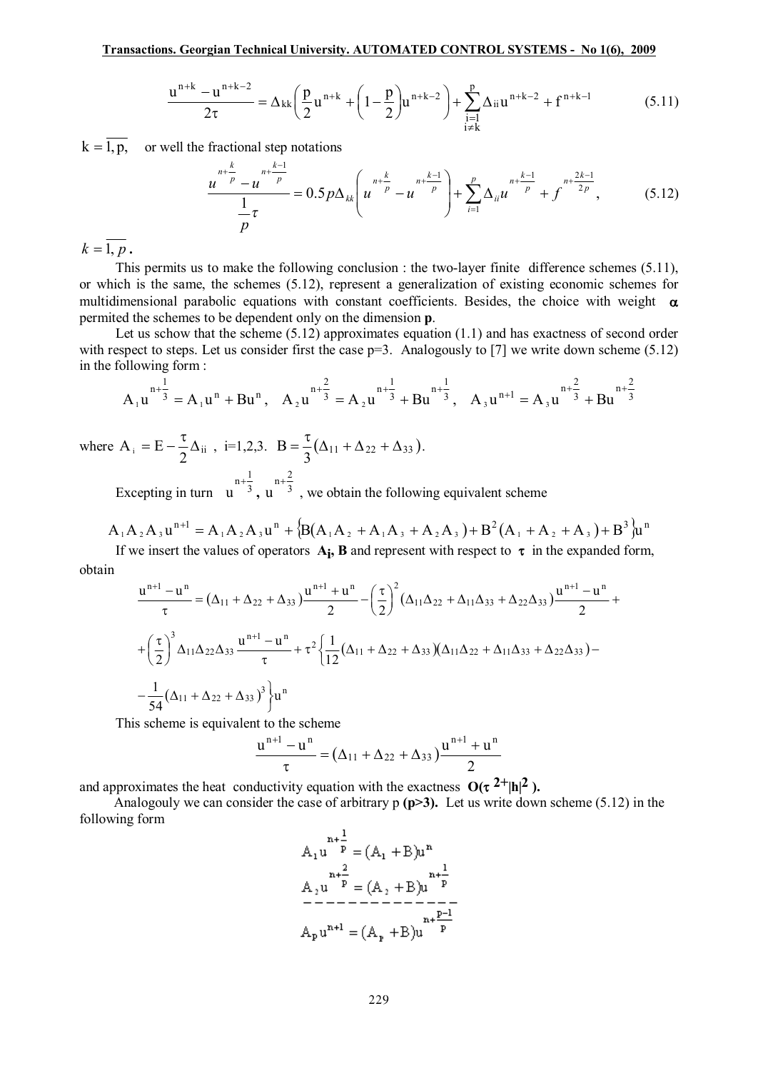$$\frac{u^{n+k} - u^{n+k-2}}{2\tau} = \Delta_{kk}\left(\frac{p}{2}u^{n+k} + \left(1 - \frac{p}{2}\right)u^{n+k-2}\right) + \sum_{\substack{i=1 \\ i \neq k}}^{p} \Delta_{ii} u^{n+k-2} + f^{n+k-1} \tag{5.11}$$

$k = \overline{1, p}$, or well the fractional step notations

$$\frac{u^{n+\frac{k}{p}} - u^{n+\frac{k-1}{p}}}{\frac{1}{p}\tau} = 0.5p\Delta_{kk}\left(u^{n+\frac{k}{p}} - u^{n+\frac{k-1}{p}}\right) + \sum_{i=1}^{p} \Delta_{ii} u^{n+\frac{k-1}{p}} + f^{n+\frac{2k-1}{2p}}, \tag{5.12}$$

$k = \overline{1, p}$.

This permits us to make the following conclusion : the two-layer finite difference schemes (5.11), or which is the same, the schemes (5.12), represent a generalization of existing economic schemes for multidimensional parabolic equations with constant coefficients. Besides, the choice with weight $\alpha$ permited the schemes to be dependent only on the dimension **p**.

Let us schow that the scheme (5.12) approximates equation (1.1) and has exactness of second order with respect to steps. Let us consider first the case p=3. Analogously to [7] we write down scheme (5.12) in the following form :

$$A_1 u^{n+\frac{1}{3}} = A_1 u^n + Bu^n, \quad A_2 u^{n+\frac{2}{3}} = A_2 u^{n+\frac{1}{3}} + Bu^{n+\frac{1}{3}}, \quad A_3 u^{n+1} = A_3 u^{n+\frac{2}{3}} + Bu^{n+\frac{2}{3}}$$

where $A_i = E - \frac{\tau}{2}\Delta_{ii}$ , i=1,2,3. $B = \frac{\tau}{3}(\Delta_{11} + \Delta_{22} + \Delta_{33})$.

Excepting in turn $u^{n+\frac{1}{3}}, u^{n+\frac{2}{3}}$ , we obtain the following equivalent scheme

$$A_1 A_2 A_3 u^{n+1} = A_1 A_2 A_3 u^n + \{B(A_1 A_2 + A_1 A_3 + A_2 A_3) + B^2(A_1 + A_2 + A_3) + B^3\}u^n$$

If we insert the values of operators $\mathbf{A_i}$, $\mathbf{B}$ and represent with respect to $\tau$ in the expanded form, obtain

$$\frac{u^{n+1} - u^n}{\tau} = (\Delta_{11} + \Delta_{22} + \Delta_{33})\frac{u^{n+1} + u^n}{2} - \left(\frac{\tau}{2}\right)^2(\Delta_{11}\Delta_{22} + \Delta_{11}\Delta_{33} + \Delta_{22}\Delta_{33})\frac{u^{n+1} - u^n}{2} +$$

$$+\left(\frac{\tau}{2}\right)^3 \Delta_{11}\Delta_{22}\Delta_{33}\frac{u^{n+1} - u^n}{\tau} + \tau^2\left\{\frac{1}{12}(\Delta_{11} + \Delta_{22} + \Delta_{33})(\Delta_{11}\Delta_{22} + \Delta_{11}\Delta_{33} + \Delta_{22}\Delta_{33}) - \right.$$

$$\left. -\frac{1}{54}(\Delta_{11} + \Delta_{22} + \Delta_{33})^3\right\}u^n$$

This scheme is equivalent to the scheme

$$\frac{u^{n+1} - u^n}{\tau} = (\Delta_{11} + \Delta_{22} + \Delta_{33})\frac{u^{n+1} + u^n}{2}$$

and approximates the heat conductivity equation with the exactness $\mathbf{O(\tau^{2}+|h|^{2})}$.

Analogouly we can consider the case of arbitrary p **(p>3).** Let us write down scheme (5.12) in the following form

$$A_1 u^{n+\frac{1}{p}} = (A_1 + B)u^n$$
$$A_2 u^{n+\frac{2}{p}} = (A_2 + B)u^{n+\frac{1}{p}}$$
$$\text{-------------}$$
$$A_p u^{n+1} = (A_p + B)u^{n+\frac{p-1}{p}}$$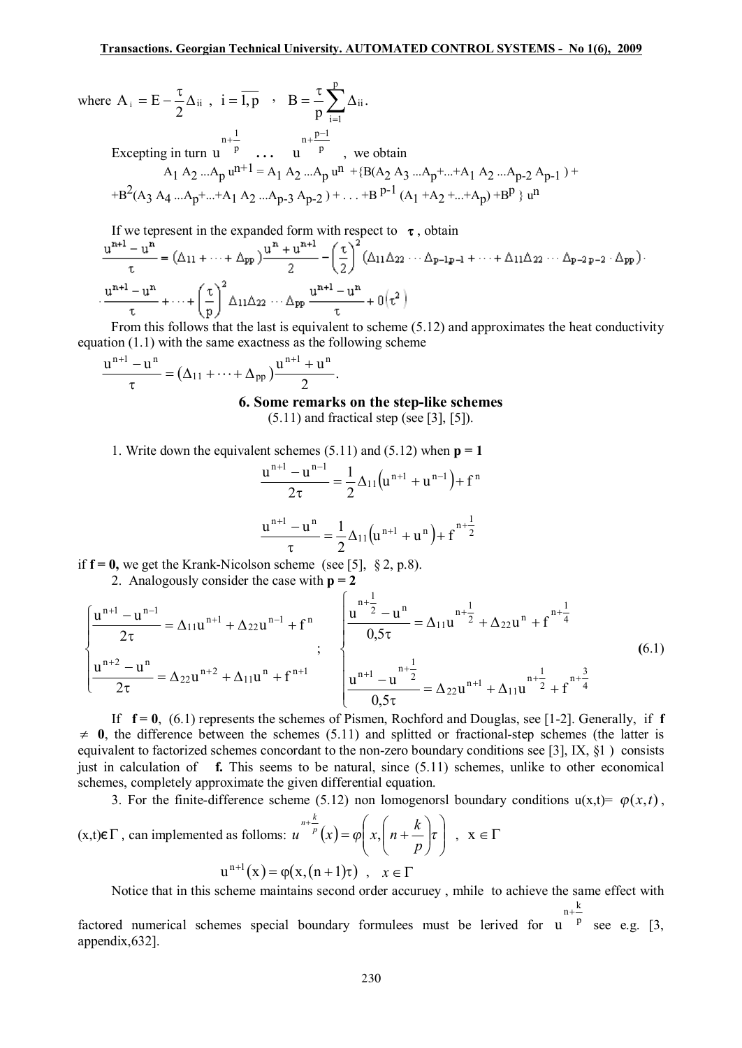where $A_i = E - \frac{\tau}{2}\Delta_{ii}$ , $i = \overline{1,p}$ , $B = \frac{\tau}{p}\sum_{i=1}^{p}\Delta_{ii}$.

Excepting in turn $u^{n+\frac{1}{p}}$ ... $u^{n+\frac{p-1}{p}}$ , we obtain

$$A_1 A_2 ...A_p u^{n+1} = A_1 A_2 ...A_p u^n + \{B(A_2 A_3 ...A_p + ... + A_1 A_2 ...A_{p-2} A_{p-1}) +$$
$$+ B^2(A_3 A_4 ...A_p + ... + A_1 A_2 ...A_{p-3} A_{p-2}) + ... + B^{p-1}(A_1 + A_2 + ... + A_p) + B^p\} u^n$$

If we tepresent in the expanded form with respect to $\tau$ , obtain

$$\frac{u^{n+1}-u^n}{\tau} = (\Delta_{11} + \cdots + \Delta_{pp})\frac{u^n + u^{n+1}}{2} - \left(\frac{\tau}{2}\right)^2(\Delta_{11}\Delta_{22}\cdots\Delta_{p-1p-1} + \cdots + \Delta_{11}\Delta_{22}\cdots\Delta_{p-2\,p-2}\cdot\Delta_{pp})\cdot$$
$$\cdot\frac{u^{n+1}-u^n}{\tau} + \cdots + \left(\frac{\tau}{p}\right)^2\Delta_{11}\Delta_{22}\cdots\Delta_{pp}\frac{u^{n+1}-u^n}{\tau} + 0(\tau^2)$$

From this follows that the last is equivalent to scheme (5.12) and approximates the heat conductivity equation (1.1) with the same exactness as the following scheme

$$\frac{u^{n+1}-u^n}{\tau} = (\Delta_{11} + \cdots + \Delta_{pp})\frac{u^{n+1}+u^n}{2}.$$

## 6. Some remarks on the step-like schemes

(5.11) and fractical step (see [3], [5]).

1. Write down the equivalent schemes (5.11) and (5.12) when **p = 1**

$$\frac{u^{n+1}-u^{n-1}}{2\tau} = \frac{1}{2}\Delta_{11}(u^{n+1}+u^{n-1}) + f^n$$

$$\frac{u^{n+1}-u^n}{\tau} = \frac{1}{2}\Delta_{11}(u^{n+1}+u^n) + f^{n+\frac{1}{2}}$$

if **f = 0,** we get the Krank-Nicolson scheme (see [5], § 2, p.8).

2. Analogously consider the case with **p = 2**

$$\begin{cases} \dfrac{u^{n+1}-u^{n-1}}{2\tau} = \Delta_{11}u^{n+1} + \Delta_{22}u^{n-1} + f^n \\ \dfrac{u^{n+2}-u^n}{2\tau} = \Delta_{22}u^{n+2} + \Delta_{11}u^n + f^{n+1} \end{cases} ; \qquad \begin{cases} \dfrac{u^{n+\frac{1}{2}}-u^n}{0,5\tau} = \Delta_{11}u^{n+\frac{1}{2}} + \Delta_{22}u^n + f^{n+\frac{1}{4}} \\ \dfrac{u^{n+1}-u^{n+\frac{1}{2}}}{0,5\tau} = \Delta_{22}u^{n+1} + \Delta_{11}u^{n+\frac{1}{2}} + f^{n+\frac{3}{4}} \end{cases} \tag{6.1}$$

If **f = 0**, (6.1) represents the schemes of Pismen, Rochford and Douglas, see [1-2]. Generally, if **f** $\neq$ **0**, the difference between the schemes (5.11) and splitted or fractional-step schemes (the latter is equivalent to factorized schemes concordant to the non-zero boundary conditions see [3], IX, §1 ) consists just in calculation of **f.** This seems to be natural, since (5.11) schemes, unlike to other economical schemes, completely approximate the given differential equation.

3. For the finite-difference scheme (5.12) non lomogenorsl boundary conditions $u(x,t) = \varphi(x,t)$, $(x,t) \in \Gamma$, can implemented as follows: $u^{n+\frac{k}{p}}(x) = \varphi\left(x, \left(n+\frac{k}{p}\right)\tau\right)$ , $x \in \Gamma$

$$u^{n+1}(x) = \varphi(x,(n+1)\tau) \ , \quad x \in \Gamma$$

Notice that in this scheme maintains second order accuruey , mhile to achieve the same effect with factored numerical schemes special boundary formulees must be lerived for $u^{n+\frac{k}{p}}$ see e.g. [3, appendix,632].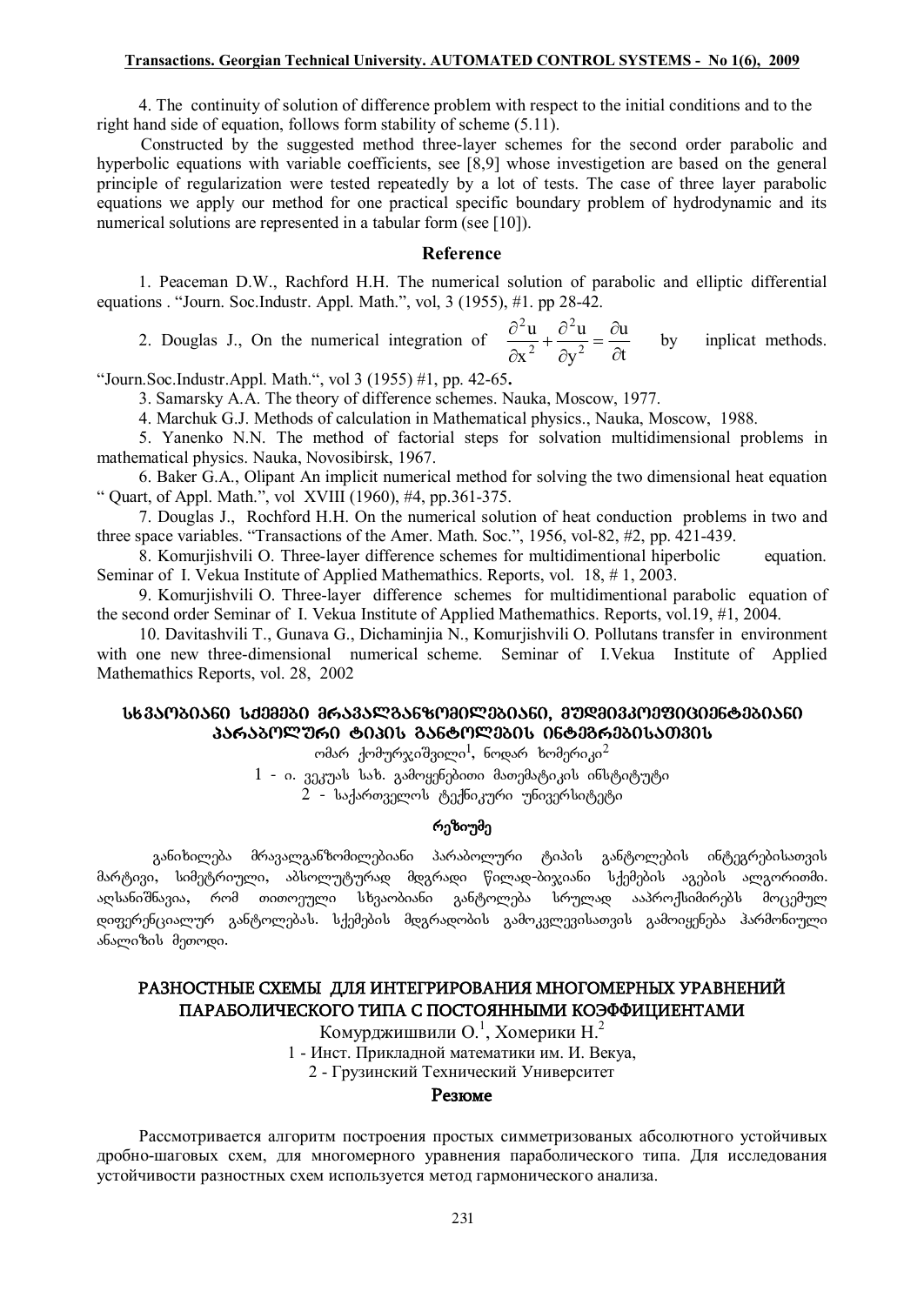4. The continuity of solution of difference problem with respect to the initial conditions and to the right hand side of equation, follows form stability of scheme (5.11).

Constructed by the suggested method three-layer schemes for the second order parabolic and hyperbolic equations with variable coefficients, see [8,9] whose investigetion are based on the general principle of regularization were tested repeatedly by a lot of tests. The case of three layer parabolic equations we apply our method for one practical specific boundary problem of hydrodynamic and its numerical solutions are represented in a tabular form (see [10]).

## Reference

1. Peaceman D.W., Rachford H.H. The numerical solution of parabolic and elliptic differential equations . "Journ. Soc.Industr. Appl. Math.", vol, 3 (1955), #1. pp 28-42.

2. Douglas J., On the numerical integration of $\frac{\partial^2 u}{\partial x^2} + \frac{\partial^2 u}{\partial y^2} = \frac{\partial u}{\partial t}$ by inplicat methods. "Journ.Soc.Industr.Appl. Math.", vol 3 (1955) #1, pp. 42-65.

3. Samarsky A.A. The theory of difference schemes. Nauka, Moscow, 1977.

4. Marchuk G.J. Methods of calculation in Mathematical physics., Nauka, Moscow, 1988.

5. Yanenko N.N. The method of factorial steps for solvation multidimensional problems in mathematical physics. Nauka, Novosibirsk, 1967.

6. Baker G.A., Olipant An implicit numerical method for solving the two dimensional heat equation " Quart, of Appl. Math.", vol XVIII (1960), #4, pp.361-375.

7. Douglas J., Rochford H.H. On the numerical solution of heat conduction problems in two and three space variables. "Transactions of the Amer. Math. Soc.", 1956, vol-82, #2, pp. 421-439.

8. Komurjishvili O. Three-layer difference schemes for multidimentional hiperbolic equation. Seminar of I. Vekua Institute of Applied Mathemathics. Reports, vol. 18, # 1, 2003.

9. Komurjishvili O. Three-layer difference schemes for multidimentional parabolic equation of the second order Seminar of I. Vekua Institute of Applied Mathemathics. Reports, vol.19, #1, 2004.

10. Davitashvili T., Gunava G., Dichaminjia N., Komurjishvili O. Pollutans transfer in environment with one new three-dimensional numerical scheme. Seminar of I.Vekua Institute of Applied Mathemathics Reports, vol. 28, 2002

## სხვაობიანი სქემები მრავალგანზომილებიანი, მუდმივკოეფიციენტებიანი პარაბოლური ტიპის განტოლების ინტეგრებისათვის

ომარ კომურჯიშვილი[1], ნოდარ ხომერიკი[2]

1 - ი. ვეკუას სახ. გამოყენებითი მათემატიკის ინსტიტუტი

2 - საქართველოს ტექნიკური უნივერსიტეტი

### რეზიუმე

განიხილება მრავალგანზომილებიანი პარაბოლური ტიპის განტოლების ინტეგრებისათვის მარტივი, სიმეტრიული, აბსოლუტურად მდგრადი წილად-ბიჯიანი სქემების აგების ალგორითმი. აღსანიშნავია, რომ თითოეული სხვაობიანი განტოლება სრულად ააპროქსიმირებს მოცემულ დიფერენციალურ განტოლებას. სქემების მდგრადობის გამოკვლევისათვის გამოიყენება ჰარმონიული ანალიზის მეთოდი.

## РАЗНОСТНЫЕ СХЕМЫ ДЛЯ ИНТЕГРИРОВАНИЯ МНОГОМЕРНЫХ УРАВНЕНИЙ ПАРАБОЛИЧЕСКОГО ТИПА С ПОСТОЯННЫМИ КОЭФФИЦИЕНТАМИ

Комурджишвили О.[1], Хомерики Н.[2]

1 - Инст. Прикладной математики им. И. Векуа,

2 - Грузинский Технический Университет

### Резюме

Рассматривается алгоритм построения простых симметризованых абсолютного устойчивых дробно-шаговых схем, для многомерного уравнения параболического типа. Для исследования устойчивости разностных схем используется метод гармонического анализа.